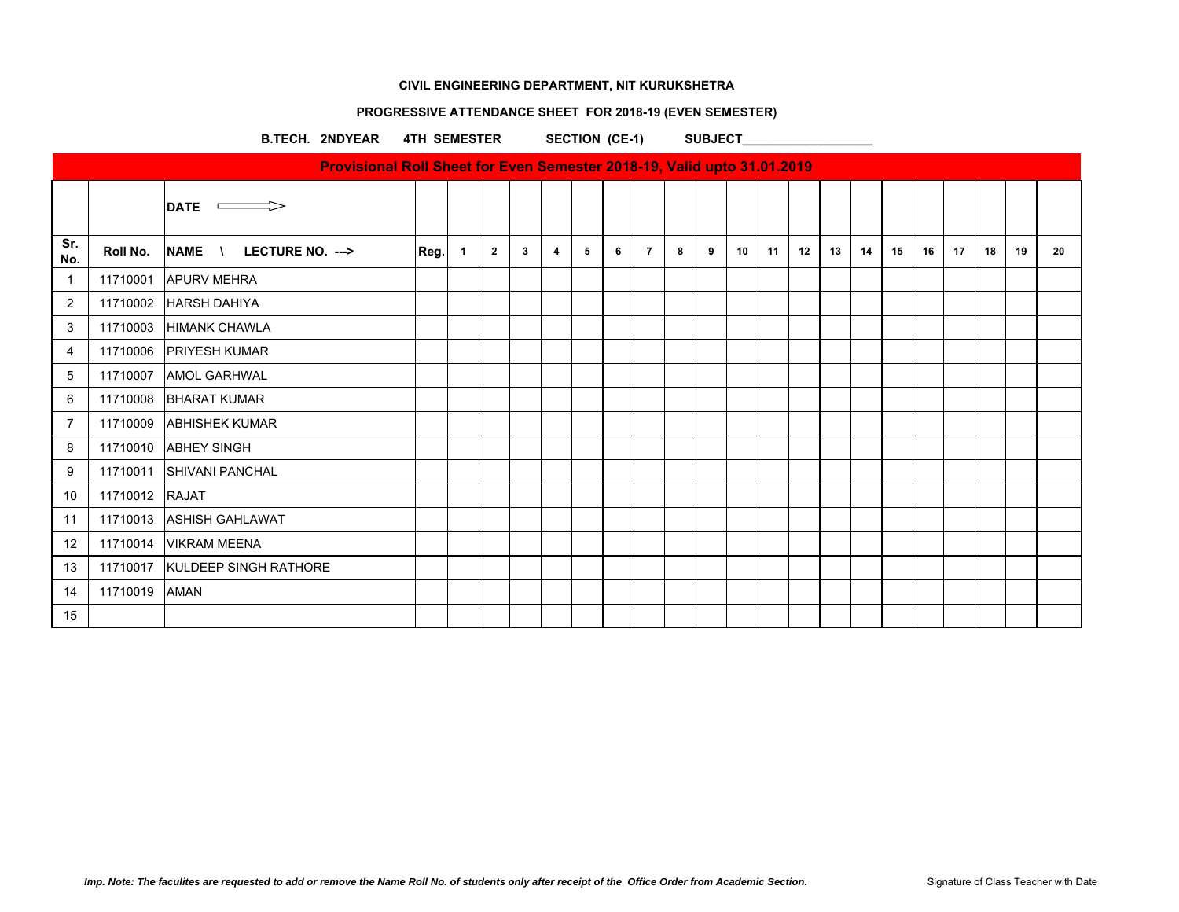**CIVIL ENGINEERING DEPARTMENT, NIT KURUKSHETRA**

**PROGRESSIVE ATTENDANCE SHEET FOR 2018-19 (EVEN SEMESTER)**

**B.TECH. 2NDYEAR 4TH SEMESTER SECTION (CE-1) SUBJECT___________________**

**Provisional Roll Sheet for Even Semester 2018-19, Valid upto 31.01.2019**

| | | **DATE** ⟹ | | | | | | | | | | | | | | | | | | | | | |
|---|---|---|---|---|---|---|---|---|---|---|---|---|---|---|---|---|---|---|---|---|---|---|---|
| **Sr. No.** | **Roll No.** | **NAME \ LECTURE NO. --->** | **Reg.** | **1** | **2** | **3** | **4** | **5** | **6** | **7** | **8** | **9** | **10** | **11** | **12** | **13** | **14** | **15** | **16** | **17** | **18** | **19** | **20** |
| 1 | 11710001 | APURV MEHRA | | | | | | | | | | | | | | | | | | | | | |
| 2 | 11710002 | HARSH DAHIYA | | | | | | | | | | | | | | | | | | | | | |
| 3 | 11710003 | HIMANK CHAWLA | | | | | | | | | | | | | | | | | | | | | |
| 4 | 11710006 | PRIYESH KUMAR | | | | | | | | | | | | | | | | | | | | | |
| 5 | 11710007 | AMOL GARHWAL | | | | | | | | | | | | | | | | | | | | | |
| 6 | 11710008 | BHARAT KUMAR | | | | | | | | | | | | | | | | | | | | | |
| 7 | 11710009 | ABHISHEK KUMAR | | | | | | | | | | | | | | | | | | | | | |
| 8 | 11710010 | ABHEY SINGH | | | | | | | | | | | | | | | | | | | | | |
| 9 | 11710011 | SHIVANI PANCHAL | | | | | | | | | | | | | | | | | | | | | |
| 10 | 11710012 | RAJAT | | | | | | | | | | | | | | | | | | | | | |
| 11 | 11710013 | ASHISH GAHLAWAT | | | | | | | | | | | | | | | | | | | | | |
| 12 | 11710014 | VIKRAM MEENA | | | | | | | | | | | | | | | | | | | | | |
| 13 | 11710017 | KULDEEP SINGH RATHORE | | | | | | | | | | | | | | | | | | | | | |
| 14 | 11710019 | AMAN | | | | | | | | | | | | | | | | | | | | | |
| 15 | | | | | | | | | | | | | | | | | | | | | | | |

*Imp. Note: The faculites are requested to add or remove the Name Roll No. of students only after receipt of the Office Order from Academic Section.*

Signature of Class Teacher with Date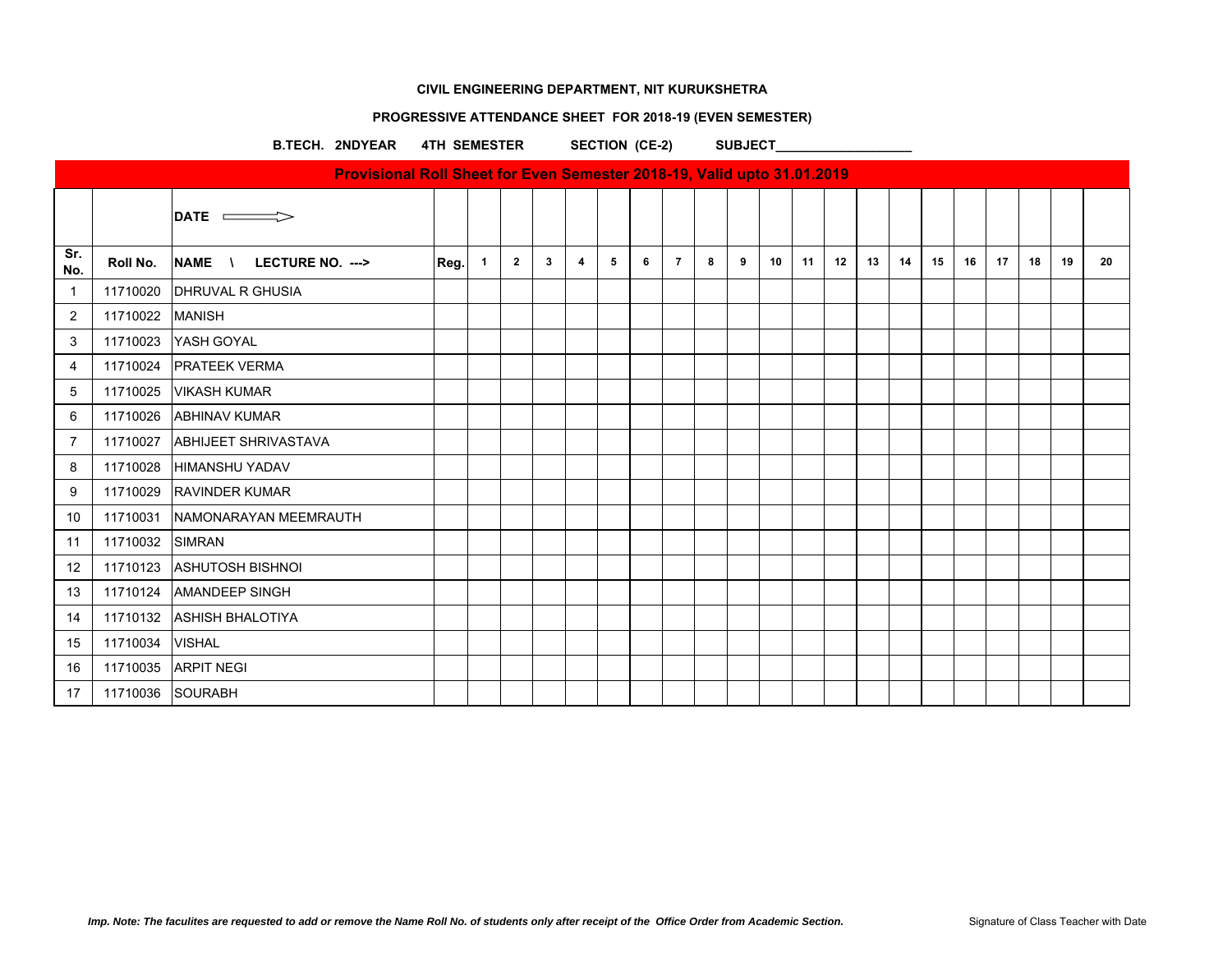**CIVIL ENGINEERING DEPARTMENT, NIT KURUKSHETRA**

**PROGRESSIVE ATTENDANCE SHEET FOR 2018-19 (EVEN SEMESTER)**

**B.TECH. 2NDYEAR 4TH SEMESTER SECTION (CE-2) SUBJECT___________________**

**Provisional Roll Sheet for Even Semester 2018-19, Valid upto 31.01.2019**

| | | DATE ⟹ | | | | | | | | | | | | | | | | | | | | | |
|---|---|---|---|---|---|---|---|---|---|---|---|---|---|---|---|---|---|---|---|---|---|---|---|
| Sr. No. | Roll No. | NAME \ LECTURE NO. ---> | Reg. | 1 | 2 | 3 | 4 | 5 | 6 | 7 | 8 | 9 | 10 | 11 | 12 | 13 | 14 | 15 | 16 | 17 | 18 | 19 | 20 |
| 1 | 11710020 | DHRUVAL R GHUSIA | | | | | | | | | | | | | | | | | | | | | |
| 2 | 11710022 | MANISH | | | | | | | | | | | | | | | | | | | | | |
| 3 | 11710023 | YASH GOYAL | | | | | | | | | | | | | | | | | | | | | |
| 4 | 11710024 | PRATEEK VERMA | | | | | | | | | | | | | | | | | | | | | |
| 5 | 11710025 | VIKASH KUMAR | | | | | | | | | | | | | | | | | | | | | |
| 6 | 11710026 | ABHINAV KUMAR | | | | | | | | | | | | | | | | | | | | | |
| 7 | 11710027 | ABHIJEET SHRIVASTAVA | | | | | | | | | | | | | | | | | | | | | |
| 8 | 11710028 | HIMANSHU YADAV | | | | | | | | | | | | | | | | | | | | | |
| 9 | 11710029 | RAVINDER KUMAR | | | | | | | | | | | | | | | | | | | | | |
| 10 | 11710031 | NAMONARAYAN MEEMRAUTH | | | | | | | | | | | | | | | | | | | | | |
| 11 | 11710032 | SIMRAN | | | | | | | | | | | | | | | | | | | | | |
| 12 | 11710123 | ASHUTOSH BISHNOI | | | | | | | | | | | | | | | | | | | | | |
| 13 | 11710124 | AMANDEEP SINGH | | | | | | | | | | | | | | | | | | | | | |
| 14 | 11710132 | ASHISH BHALOTIYA | | | | | | | | | | | | | | | | | | | | | |
| 15 | 11710034 | VISHAL | | | | | | | | | | | | | | | | | | | | | |
| 16 | 11710035 | ARPIT NEGI | | | | | | | | | | | | | | | | | | | | | |
| 17 | 11710036 | SOURABH | | | | | | | | | | | | | | | | | | | | | |

*Imp. Note: The faculites are requested to add or remove the Name Roll No. of students only after receipt of the Office Order from Academic Section.*

Signature of Class Teacher with Date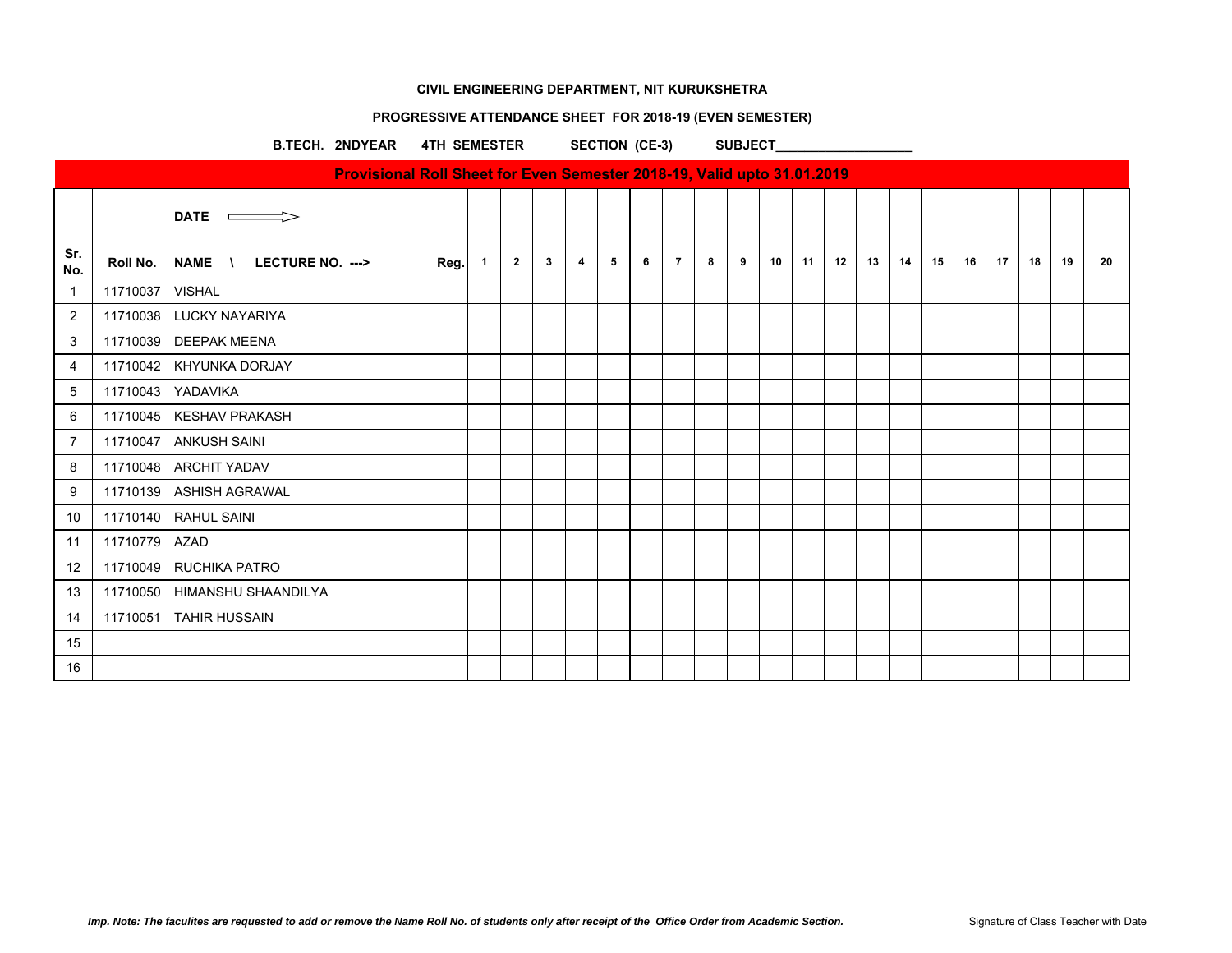**CIVIL ENGINEERING DEPARTMENT, NIT KURUKSHETRA**

**PROGRESSIVE ATTENDANCE SHEET FOR 2018-19 (EVEN SEMESTER)**

**B.TECH. 2NDYEAR 4TH SEMESTER SECTION (CE-3) SUBJECT___________________**

**Provisional Roll Sheet for Even Semester 2018-19, Valid upto 31.01.2019**

| | | DATE ⟹ | | | | | | | | | | | | | | | | | | | | | |
|---|---|---|---|---|---|---|---|---|---|---|---|---|---|---|---|---|---|---|---|---|---|---|---|
| Sr. No. | Roll No. | NAME \ LECTURE NO. ---> | Reg. | 1 | 2 | 3 | 4 | 5 | 6 | 7 | 8 | 9 | 10 | 11 | 12 | 13 | 14 | 15 | 16 | 17 | 18 | 19 | 20 |
| 1 | 11710037 | VISHAL | | | | | | | | | | | | | | | | | | | | | |
| 2 | 11710038 | LUCKY NAYARIYA | | | | | | | | | | | | | | | | | | | | | |
| 3 | 11710039 | DEEPAK MEENA | | | | | | | | | | | | | | | | | | | | | |
| 4 | 11710042 | KHYUNKA DORJAY | | | | | | | | | | | | | | | | | | | | | |
| 5 | 11710043 | YADAVIKA | | | | | | | | | | | | | | | | | | | | | |
| 6 | 11710045 | KESHAV PRAKASH | | | | | | | | | | | | | | | | | | | | | |
| 7 | 11710047 | ANKUSH SAINI | | | | | | | | | | | | | | | | | | | | | |
| 8 | 11710048 | ARCHIT YADAV | | | | | | | | | | | | | | | | | | | | | |
| 9 | 11710139 | ASHISH AGRAWAL | | | | | | | | | | | | | | | | | | | | | |
| 10 | 11710140 | RAHUL SAINI | | | | | | | | | | | | | | | | | | | | | |
| 11 | 11710779 | AZAD | | | | | | | | | | | | | | | | | | | | | |
| 12 | 11710049 | RUCHIKA PATRO | | | | | | | | | | | | | | | | | | | | | |
| 13 | 11710050 | HIMANSHU SHAANDILYA | | | | | | | | | | | | | | | | | | | | | |
| 14 | 11710051 | TAHIR HUSSAIN | | | | | | | | | | | | | | | | | | | | | |
| 15 | | | | | | | | | | | | | | | | | | | | | | | |
| 16 | | | | | | | | | | | | | | | | | | | | | | | |

***Imp. Note: The faculites are requested to add or remove the Name Roll No. of students only after receipt of the Office Order from Academic Section.***

Signature of Class Teacher with Date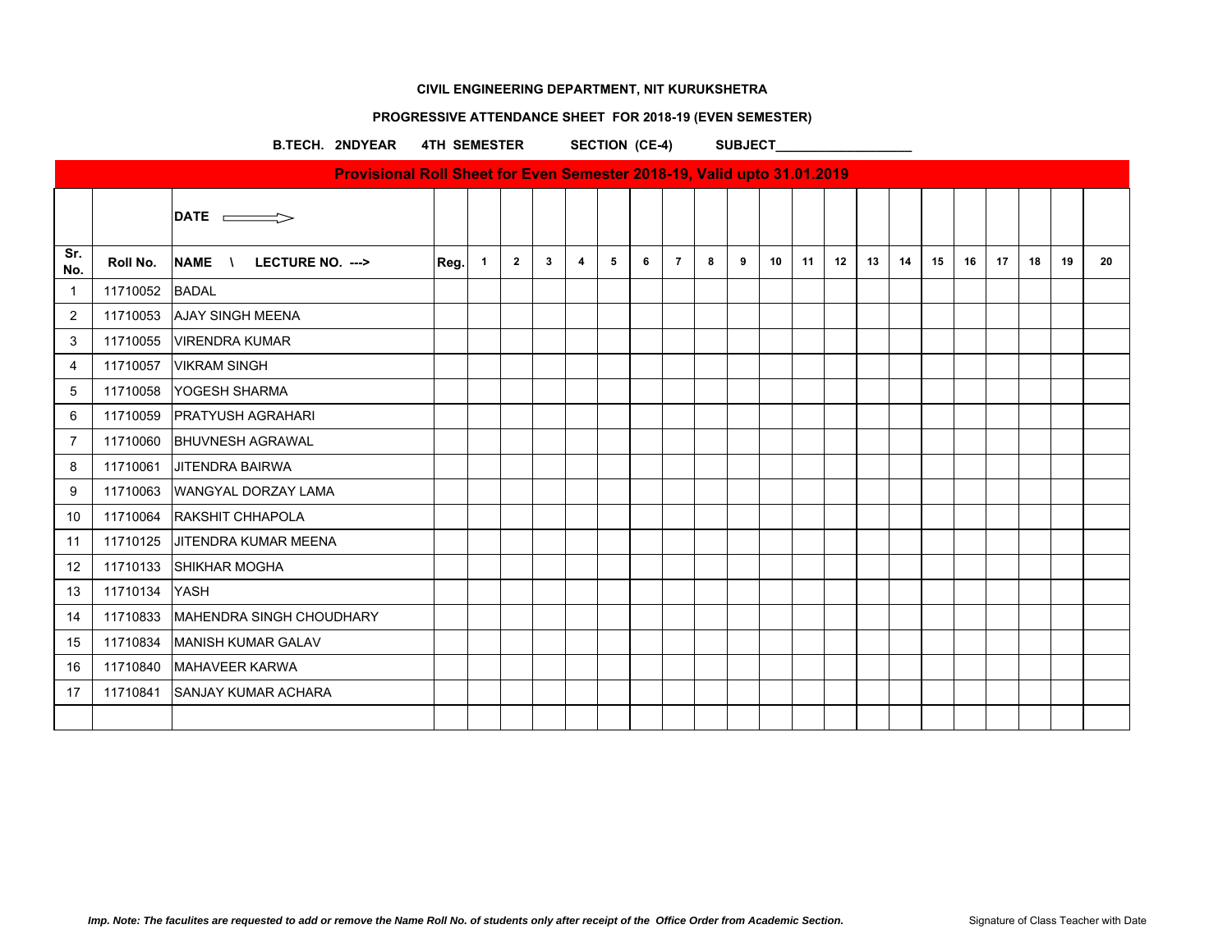**CIVIL ENGINEERING DEPARTMENT, NIT KURUKSHETRA**

**PROGRESSIVE ATTENDANCE SHEET FOR 2018-19 (EVEN SEMESTER)**

**B.TECH. 2NDYEAR 4TH SEMESTER SECTION (CE-4) SUBJECT___________________**

**Provisional Roll Sheet for Even Semester 2018-19, Valid upto 31.01.2019**

| | | DATE ⟹ | | | | | | | | | | | | | | | | | | | | | |
|---|---|---|---|---|---|---|---|---|---|---|---|---|---|---|---|---|---|---|---|---|---|---|---|
| **Sr. No.** | **Roll No.** | **NAME \ LECTURE NO. --->** | **Reg.** | **1** | **2** | **3** | **4** | **5** | **6** | **7** | **8** | **9** | **10** | **11** | **12** | **13** | **14** | **15** | **16** | **17** | **18** | **19** | **20** |
| 1 | 11710052 | BADAL | | | | | | | | | | | | | | | | | | | | | |
| 2 | 11710053 | AJAY SINGH MEENA | | | | | | | | | | | | | | | | | | | | | |
| 3 | 11710055 | VIRENDRA KUMAR | | | | | | | | | | | | | | | | | | | | | |
| 4 | 11710057 | VIKRAM SINGH | | | | | | | | | | | | | | | | | | | | | |
| 5 | 11710058 | YOGESH SHARMA | | | | | | | | | | | | | | | | | | | | | |
| 6 | 11710059 | PRATYUSH AGRAHARI | | | | | | | | | | | | | | | | | | | | | |
| 7 | 11710060 | BHUVNESH AGRAWAL | | | | | | | | | | | | | | | | | | | | | |
| 8 | 11710061 | JITENDRA BAIRWA | | | | | | | | | | | | | | | | | | | | | |
| 9 | 11710063 | WANGYAL DORZAY LAMA | | | | | | | | | | | | | | | | | | | | | |
| 10 | 11710064 | RAKSHIT CHHAPOLA | | | | | | | | | | | | | | | | | | | | | |
| 11 | 11710125 | JITENDRA KUMAR MEENA | | | | | | | | | | | | | | | | | | | | | |
| 12 | 11710133 | SHIKHAR MOGHA | | | | | | | | | | | | | | | | | | | | | |
| 13 | 11710134 | YASH | | | | | | | | | | | | | | | | | | | | | |
| 14 | 11710833 | MAHENDRA SINGH CHOUDHARY | | | | | | | | | | | | | | | | | | | | | |
| 15 | 11710834 | MANISH KUMAR GALAV | | | | | | | | | | | | | | | | | | | | | |
| 16 | 11710840 | MAHAVEER KARWA | | | | | | | | | | | | | | | | | | | | | |
| 17 | 11710841 | SANJAY KUMAR ACHARA | | | | | | | | | | | | | | | | | | | | | |
| | | | | | | | | | | | | | | | | | | | | | | | |

*Imp. Note: The faculites are requested to add or remove the Name Roll No. of students only after receipt of the Office Order from Academic Section.*

Signature of Class Teacher with Date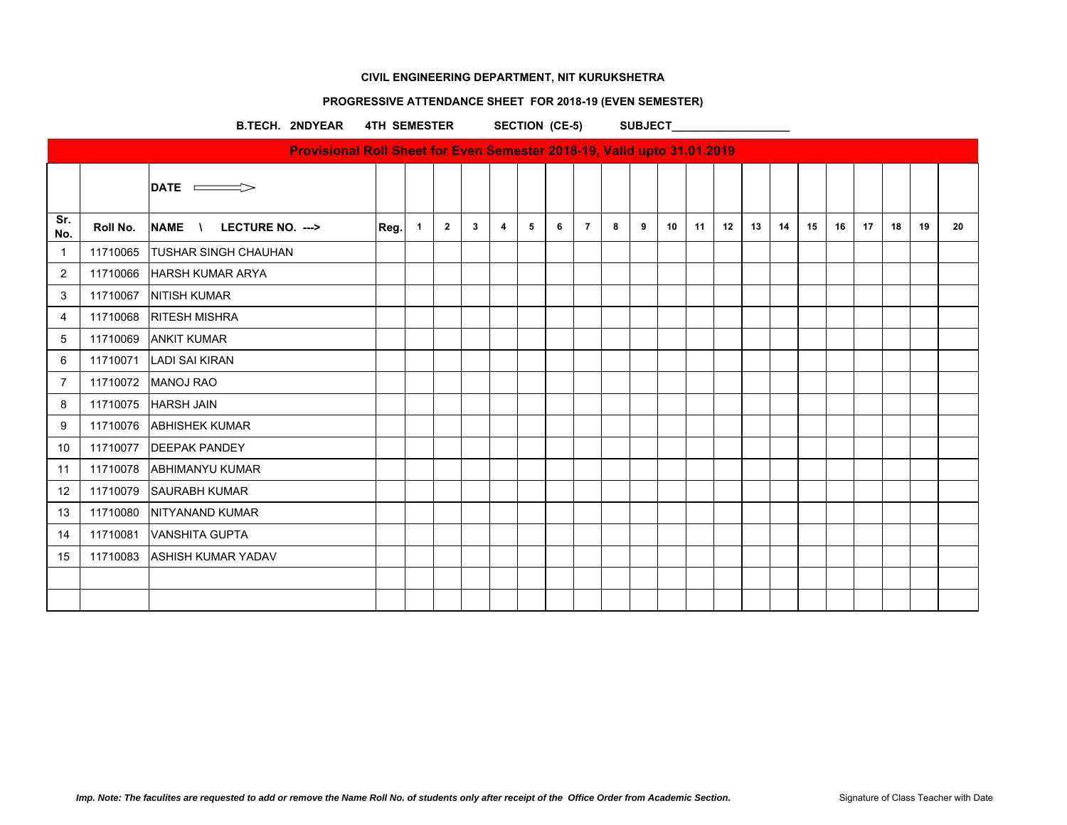**CIVIL ENGINEERING DEPARTMENT, NIT KURUKSHETRA**

**PROGRESSIVE ATTENDANCE SHEET FOR 2018-19 (EVEN SEMESTER)**

**B.TECH. 2NDYEAR 4TH SEMESTER SECTION (CE-5) SUBJECT___________________**

**Provisional Roll Sheet for Even Semester 2018-19, Valid upto 31.01.2019**

| | | DATE ⟹ | | | | | | | | | | | | | | | | | | | | | |
|---|---|---|---|---|---|---|---|---|---|---|---|---|---|---|---|---|---|---|---|---|---|---|---|
| Sr. No. | Roll No. | NAME \ LECTURE NO. ---> | Reg. | 1 | 2 | 3 | 4 | 5 | 6 | 7 | 8 | 9 | 10 | 11 | 12 | 13 | 14 | 15 | 16 | 17 | 18 | 19 | 20 |
| 1 | 11710065 | TUSHAR SINGH CHAUHAN | | | | | | | | | | | | | | | | | | | | | |
| 2 | 11710066 | HARSH KUMAR ARYA | | | | | | | | | | | | | | | | | | | | | |
| 3 | 11710067 | NITISH KUMAR | | | | | | | | | | | | | | | | | | | | | |
| 4 | 11710068 | RITESH MISHRA | | | | | | | | | | | | | | | | | | | | | |
| 5 | 11710069 | ANKIT KUMAR | | | | | | | | | | | | | | | | | | | | | |
| 6 | 11710071 | LADI SAI KIRAN | | | | | | | | | | | | | | | | | | | | | |
| 7 | 11710072 | MANOJ RAO | | | | | | | | | | | | | | | | | | | | | |
| 8 | 11710075 | HARSH JAIN | | | | | | | | | | | | | | | | | | | | | |
| 9 | 11710076 | ABHISHEK KUMAR | | | | | | | | | | | | | | | | | | | | | |
| 10 | 11710077 | DEEPAK PANDEY | | | | | | | | | | | | | | | | | | | | | |
| 11 | 11710078 | ABHIMANYU KUMAR | | | | | | | | | | | | | | | | | | | | | |
| 12 | 11710079 | SAURABH KUMAR | | | | | | | | | | | | | | | | | | | | | |
| 13 | 11710080 | NITYANAND KUMAR | | | | | | | | | | | | | | | | | | | | | |
| 14 | 11710081 | VANSHITA GUPTA | | | | | | | | | | | | | | | | | | | | | |
| 15 | 11710083 | ASHISH KUMAR YADAV | | | | | | | | | | | | | | | | | | | | | |
| | | | | | | | | | | | | | | | | | | | | | | | |
| | | | | | | | | | | | | | | | | | | | | | | | |

*Imp. Note: The faculites are requested to add or remove the Name Roll No. of students only after receipt of the Office Order from Academic Section.*

Signature of Class Teacher with Date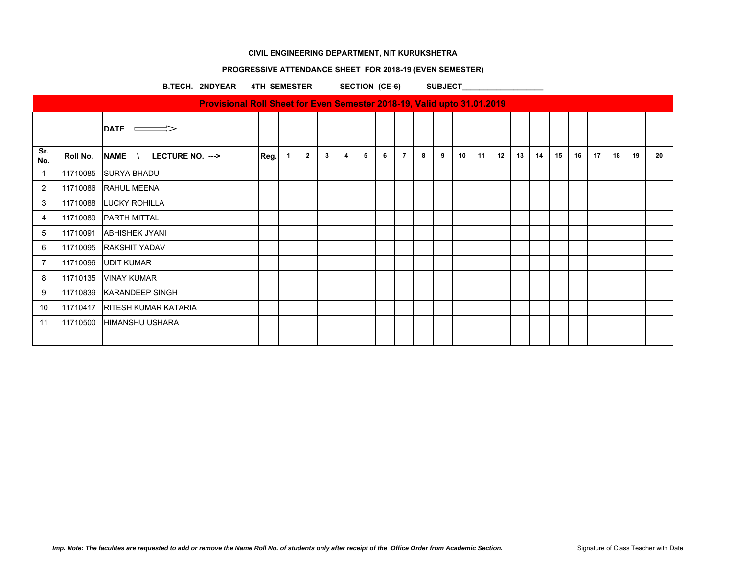**CIVIL ENGINEERING DEPARTMENT, NIT KURUKSHETRA**

**PROGRESSIVE ATTENDANCE SHEET FOR 2018-19 (EVEN SEMESTER)**

**B.TECH. 2NDYEAR 4TH SEMESTER SECTION (CE-6) SUBJECT___________________**

**Provisional Roll Sheet for Even Semester 2018-19, Valid upto 31.01.2019**

| | | DATE ⟹ | | | | | | | | | | | | | | | | | | | | | |
|---|---|---|---|---|---|---|---|---|---|---|---|---|---|---|---|---|---|---|---|---|---|---|---|
| Sr. No. | Roll No. | NAME \ LECTURE NO. ---> | Reg. | 1 | 2 | 3 | 4 | 5 | 6 | 7 | 8 | 9 | 10 | 11 | 12 | 13 | 14 | 15 | 16 | 17 | 18 | 19 | 20 |
| 1 | 11710085 | SURYA BHADU | | | | | | | | | | | | | | | | | | | | | |
| 2 | 11710086 | RAHUL MEENA | | | | | | | | | | | | | | | | | | | | | |
| 3 | 11710088 | LUCKY ROHILLA | | | | | | | | | | | | | | | | | | | | | |
| 4 | 11710089 | PARTH MITTAL | | | | | | | | | | | | | | | | | | | | | |
| 5 | 11710091 | ABHISHEK JYANI | | | | | | | | | | | | | | | | | | | | | |
| 6 | 11710095 | RAKSHIT YADAV | | | | | | | | | | | | | | | | | | | | | |
| 7 | 11710096 | UDIT KUMAR | | | | | | | | | | | | | | | | | | | | | |
| 8 | 11710135 | VINAY KUMAR | | | | | | | | | | | | | | | | | | | | | |
| 9 | 11710839 | KARANDEEP SINGH | | | | | | | | | | | | | | | | | | | | | |
| 10 | 11710417 | RITESH KUMAR KATARIA | | | | | | | | | | | | | | | | | | | | | |
| 11 | 11710500 | HIMANSHU USHARA | | | | | | | | | | | | | | | | | | | | | |
| | | | | | | | | | | | | | | | | | | | | | | | |

*Imp. Note: The faculites are requested to add or remove the Name Roll No. of students only after receipt of the Office Order from Academic Section.*

Signature of Class Teacher with Date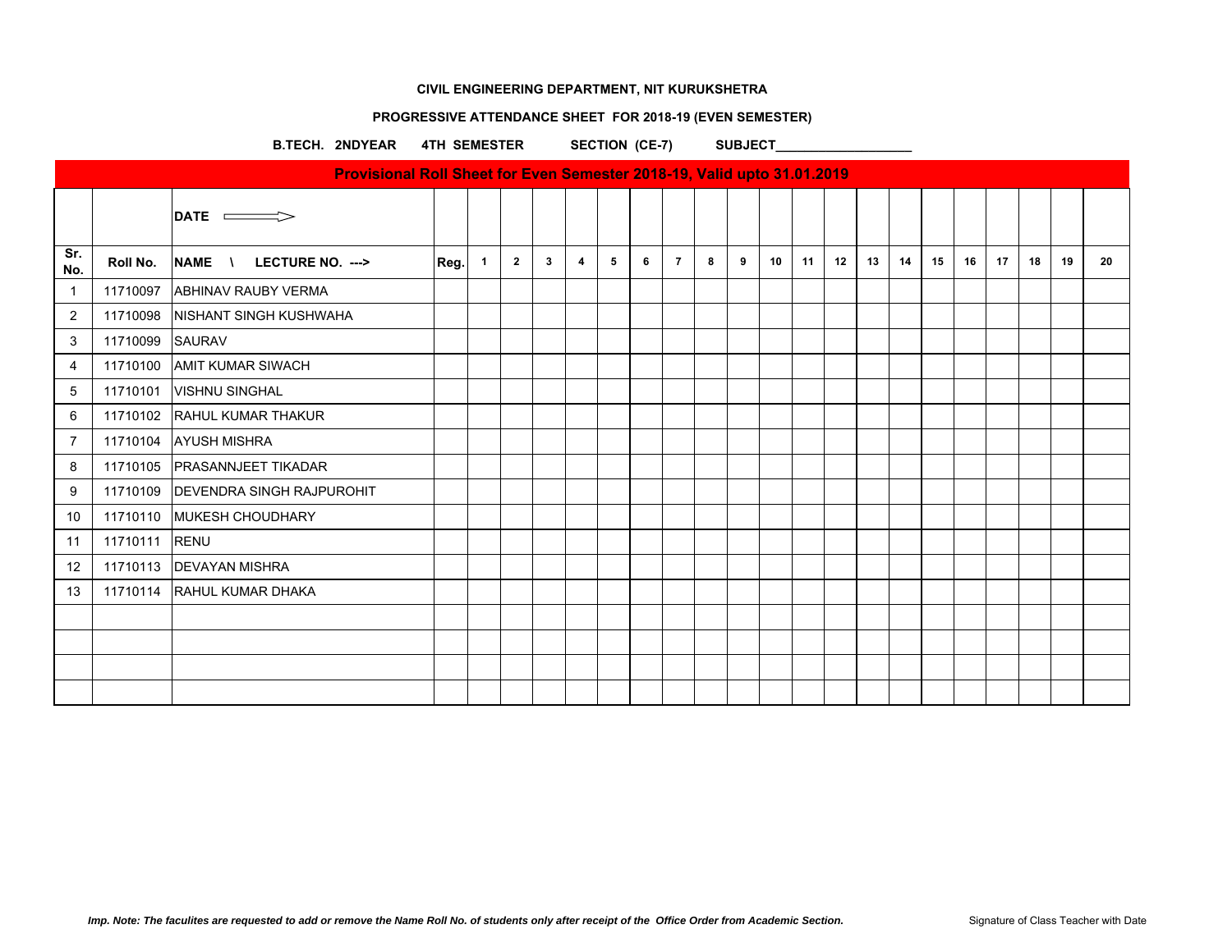**CIVIL ENGINEERING DEPARTMENT, NIT KURUKSHETRA**

**PROGRESSIVE ATTENDANCE SHEET FOR 2018-19 (EVEN SEMESTER)**

**B.TECH. 2NDYEAR 4TH SEMESTER SECTION (CE-7) SUBJECT___________________**

**Provisional Roll Sheet for Even Semester 2018-19, Valid upto 31.01.2019**

| | | DATE ⟹ | | | | | | | | | | | | | | | | | | | | | |
|---|---|---|---|---|---|---|---|---|---|---|---|---|---|---|---|---|---|---|---|---|---|---|---|
| Sr. No. | Roll No. | NAME \ LECTURE NO. ---> | Reg. | 1 | 2 | 3 | 4 | 5 | 6 | 7 | 8 | 9 | 10 | 11 | 12 | 13 | 14 | 15 | 16 | 17 | 18 | 19 | 20 |
| 1 | 11710097 | ABHINAV RAUBY VERMA | | | | | | | | | | | | | | | | | | | | | |
| 2 | 11710098 | NISHANT SINGH KUSHWAHA | | | | | | | | | | | | | | | | | | | | | |
| 3 | 11710099 | SAURAV | | | | | | | | | | | | | | | | | | | | | |
| 4 | 11710100 | AMIT KUMAR SIWACH | | | | | | | | | | | | | | | | | | | | | |
| 5 | 11710101 | VISHNU SINGHAL | | | | | | | | | | | | | | | | | | | | | |
| 6 | 11710102 | RAHUL KUMAR THAKUR | | | | | | | | | | | | | | | | | | | | | |
| 7 | 11710104 | AYUSH MISHRA | | | | | | | | | | | | | | | | | | | | | |
| 8 | 11710105 | PRASANNJEET TIKADAR | | | | | | | | | | | | | | | | | | | | | |
| 9 | 11710109 | DEVENDRA SINGH RAJPUROHIT | | | | | | | | | | | | | | | | | | | | | |
| 10 | 11710110 | MUKESH CHOUDHARY | | | | | | | | | | | | | | | | | | | | | |
| 11 | 11710111 | RENU | | | | | | | | | | | | | | | | | | | | | |
| 12 | 11710113 | DEVAYAN MISHRA | | | | | | | | | | | | | | | | | | | | | |
| 13 | 11710114 | RAHUL KUMAR DHAKA | | | | | | | | | | | | | | | | | | | | | |
| | | | | | | | | | | | | | | | | | | | | | | | |
| | | | | | | | | | | | | | | | | | | | | | | | |
| | | | | | | | | | | | | | | | | | | | | | | | |
| | | | | | | | | | | | | | | | | | | | | | | | |

*Imp. Note: The faculites are requested to add or remove the Name Roll No. of students only after receipt of the Office Order from Academic Section.*

Signature of Class Teacher with Date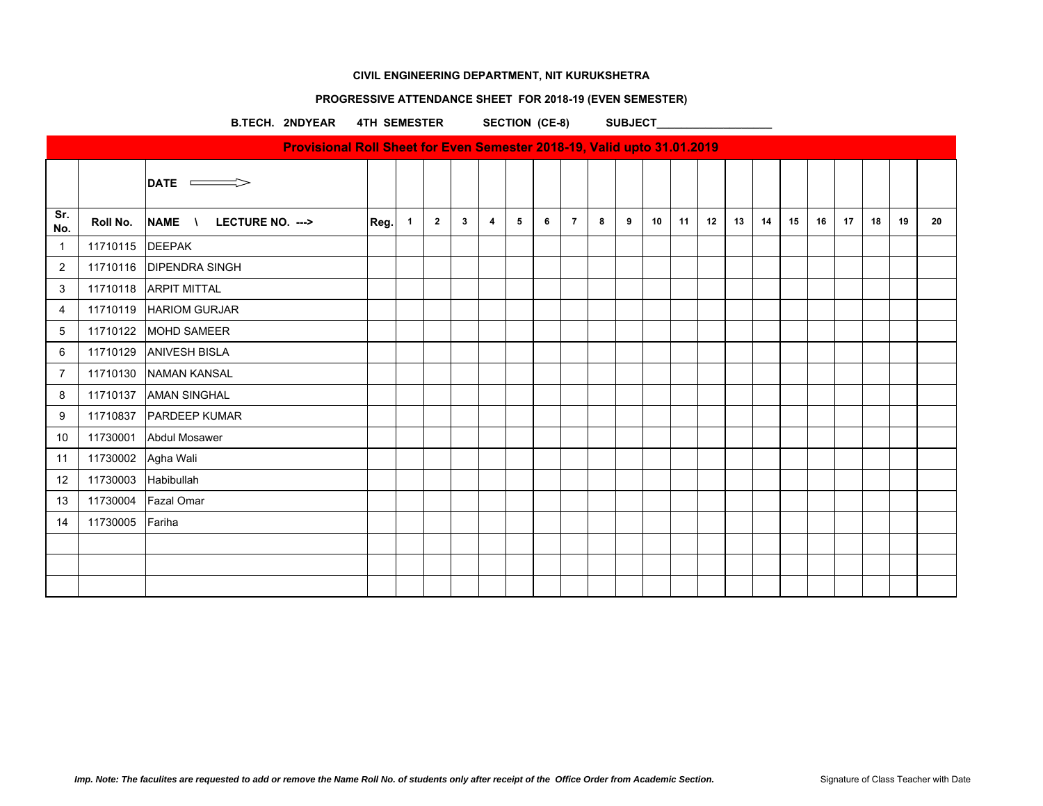**CIVIL ENGINEERING DEPARTMENT, NIT KURUKSHETRA**

**PROGRESSIVE ATTENDANCE SHEET FOR 2018-19 (EVEN SEMESTER)**

**B.TECH. 2NDYEAR 4TH SEMESTER SECTION (CE-8) SUBJECT___________________**

**Provisional Roll Sheet for Even Semester 2018-19, Valid upto 31.01.2019**

| | | DATE ⟹ | | | | | | | | | | | | | | | | | | | | | |
|---|---|---|---|---|---|---|---|---|---|---|---|---|---|---|---|---|---|---|---|---|---|---|---|
| **Sr. No.** | **Roll No.** | **NAME \ LECTURE NO. --->** | **Reg.** | **1** | **2** | **3** | **4** | **5** | **6** | **7** | **8** | **9** | **10** | **11** | **12** | **13** | **14** | **15** | **16** | **17** | **18** | **19** | **20** |
| 1 | 11710115 | DEEPAK | | | | | | | | | | | | | | | | | | | | | |
| 2 | 11710116 | DIPENDRA SINGH | | | | | | | | | | | | | | | | | | | | | |
| 3 | 11710118 | ARPIT MITTAL | | | | | | | | | | | | | | | | | | | | | |
| 4 | 11710119 | HARIOM GURJAR | | | | | | | | | | | | | | | | | | | | | |
| 5 | 11710122 | MOHD SAMEER | | | | | | | | | | | | | | | | | | | | | |
| 6 | 11710129 | ANIVESH BISLA | | | | | | | | | | | | | | | | | | | | | |
| 7 | 11710130 | NAMAN KANSAL | | | | | | | | | | | | | | | | | | | | | |
| 8 | 11710137 | AMAN SINGHAL | | | | | | | | | | | | | | | | | | | | | |
| 9 | 11710837 | PARDEEP KUMAR | | | | | | | | | | | | | | | | | | | | | |
| 10 | 11730001 | Abdul Mosawer | | | | | | | | | | | | | | | | | | | | | |
| 11 | 11730002 | Agha Wali | | | | | | | | | | | | | | | | | | | | | |
| 12 | 11730003 | Habibullah | | | | | | | | | | | | | | | | | | | | | |
| 13 | 11730004 | Fazal Omar | | | | | | | | | | | | | | | | | | | | | |
| 14 | 11730005 | Fariha | | | | | | | | | | | | | | | | | | | | | |
| | | | | | | | | | | | | | | | | | | | | | | | |
| | | | | | | | | | | | | | | | | | | | | | | | |
| | | | | | | | | | | | | | | | | | | | | | | | |

*Imp. Note: The faculites are requested to add or remove the Name Roll No. of students only after receipt of the Office Order from Academic Section.*

Signature of Class Teacher with Date